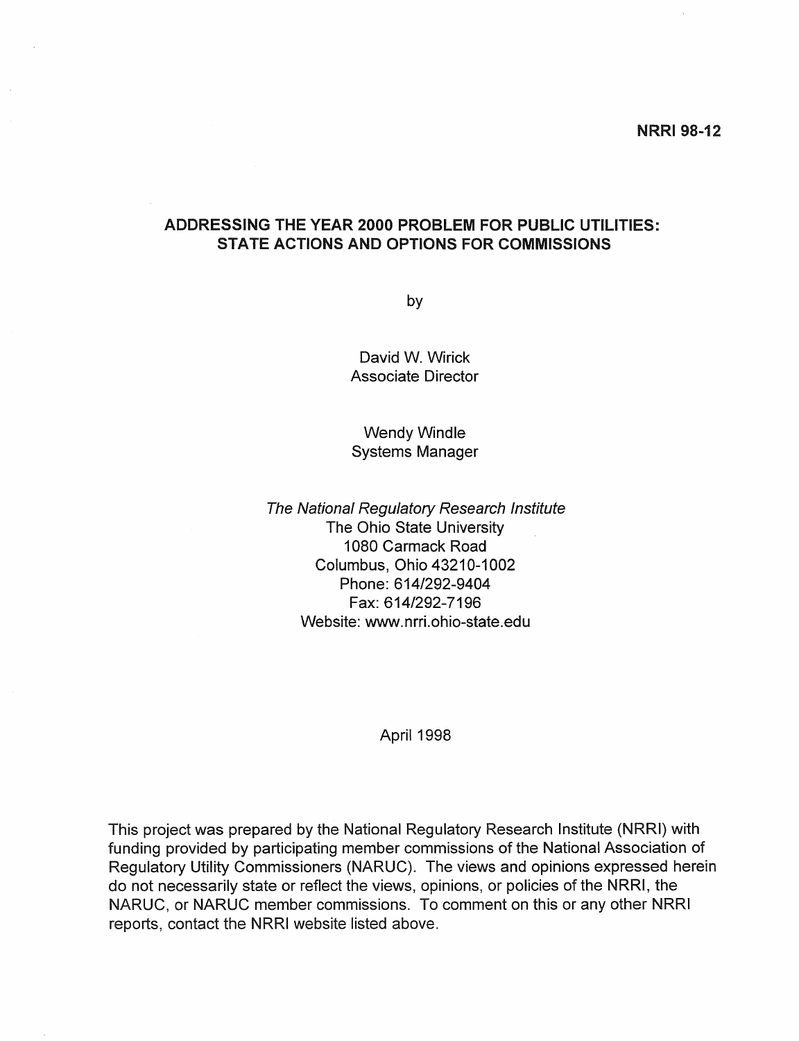**NRRI 98-12**

# ADDRESSING THE YEAR 2000 PROBLEM FOR PUBLIC UTILITIES: STATE ACTIONS AND OPTIONS FOR COMMISSIONS

by

David W. Wirick
Associate Director

Wendy Windle
Systems Manager

*The National Regulatory Research Institute*
The Ohio State University
1080 Carmack Road
Columbus, Ohio 43210-1002
Phone: 614/292-9404
Fax: 614/292-7196
Website: www.nrri.ohio-state.edu

April 1998

This project was prepared by the National Regulatory Research Institute (NRRI) with funding provided by participating member commissions of the National Association of Regulatory Utility Commissioners (NARUC). The views and opinions expressed herein do not necessarily state or reflect the views, opinions, or policies of the NRRI, the NARUC, or NARUC member commissions. To comment on this or any other NRRI reports, contact the NRRI website listed above.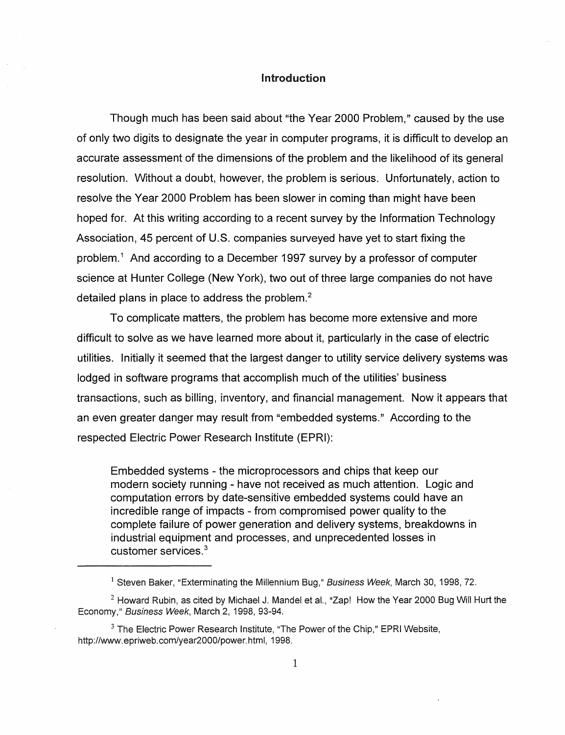## Introduction

Though much has been said about "the Year 2000 Problem," caused by the use of only two digits to designate the year in computer programs, it is difficult to develop an accurate assessment of the dimensions of the problem and the likelihood of its general resolution. Without a doubt, however, the problem is serious. Unfortunately, action to resolve the Year 2000 Problem has been slower in coming than might have been hoped for. At this writing according to a recent survey by the Information Technology Association, 45 percent of U.S. companies surveyed have yet to start fixing the problem.[1] And according to a December 1997 survey by a professor of computer science at Hunter College (New York), two out of three large companies do not have detailed plans in place to address the problem.[2]

To complicate matters, the problem has become more extensive and more difficult to solve as we have learned more about it, particularly in the case of electric utilities. Initially it seemed that the largest danger to utility service delivery systems was lodged in software programs that accomplish much of the utilities' business transactions, such as billing, inventory, and financial management. Now it appears that an even greater danger may result from "embedded systems." According to the respected Electric Power Research Institute (EPRI):

> Embedded systems - the microprocessors and chips that keep our modern society running - have not received as much attention. Logic and computation errors by date-sensitive embedded systems could have an incredible range of impacts - from compromised power quality to the complete failure of power generation and delivery systems, breakdowns in industrial equipment and processes, and unprecedented losses in customer services.[3]

---

[1] Steven Baker, "Exterminating the Millennium Bug," *Business Week*, March 30, 1998, 72.

[2] Howard Rubin, as cited by Michael J. Mandel et al., "Zap! How the Year 2000 Bug Will Hurt the Economy," *Business Week*, March 2, 1998, 93-94.

[3] The Electric Power Research Institute, "The Power of the Chip," EPRI Website, http://www.epriweb.com/year2000/power.html, 1998.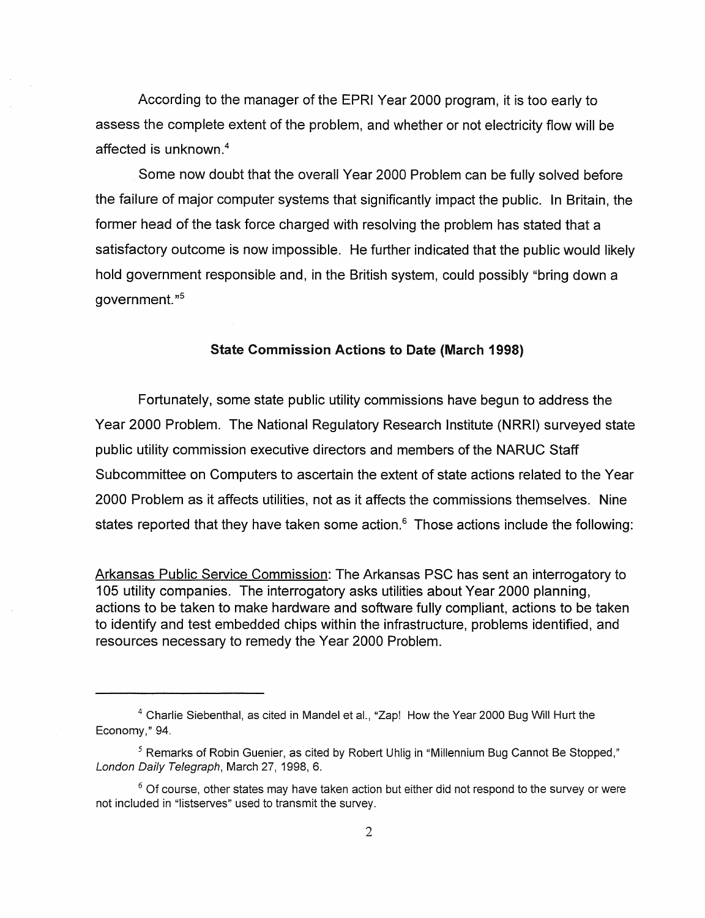According to the manager of the EPRI Year 2000 program, it is too early to assess the complete extent of the problem, and whether or not electricity flow will be affected is unknown.[4]

Some now doubt that the overall Year 2000 Problem can be fully solved before the failure of major computer systems that significantly impact the public. In Britain, the former head of the task force charged with resolving the problem has stated that a satisfactory outcome is now impossible. He further indicated that the public would likely hold government responsible and, in the British system, could possibly "bring down a government."[5]

## State Commission Actions to Date (March 1998)

Fortunately, some state public utility commissions have begun to address the Year 2000 Problem. The National Regulatory Research Institute (NRRI) surveyed state public utility commission executive directors and members of the NARUC Staff Subcommittee on Computers to ascertain the extent of state actions related to the Year 2000 Problem as it affects utilities, not as it affects the commissions themselves. Nine states reported that they have taken some action.[6] Those actions include the following:

<u>Arkansas Public Service Commission</u>: The Arkansas PSC has sent an interrogatory to 105 utility companies. The interrogatory asks utilities about Year 2000 planning, actions to be taken to make hardware and software fully compliant, actions to be taken to identify and test embedded chips within the infrastructure, problems identified, and resources necessary to remedy the Year 2000 Problem.

---

[4] Charlie Siebenthal, as cited in Mandel et al., "Zap! How the Year 2000 Bug Will Hurt the Economy," 94.

[5] Remarks of Robin Guenier, as cited by Robert Uhlig in "Millennium Bug Cannot Be Stopped," *London Daily Telegraph*, March 27, 1998, 6.

[6] Of course, other states may have taken action but either did not respond to the survey or were not included in "listserves" used to transmit the survey.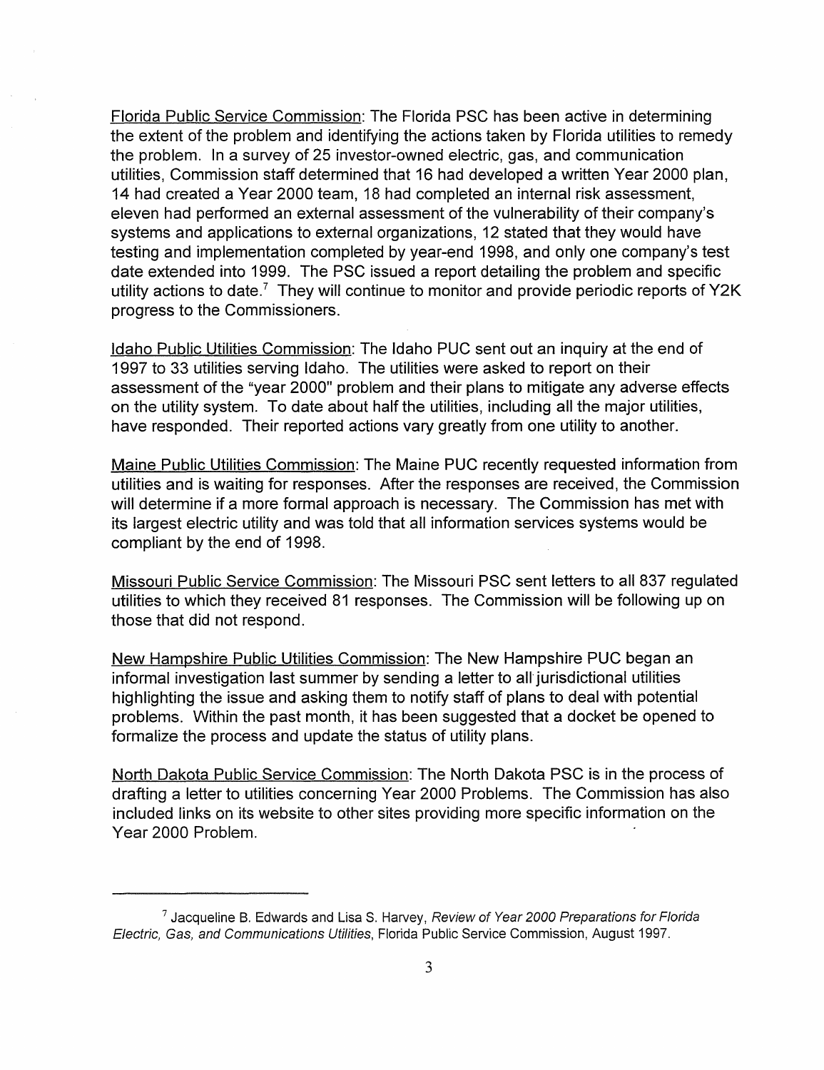Florida Public Service Commission: The Florida PSC has been active in determining the extent of the problem and identifying the actions taken by Florida utilities to remedy the problem. In a survey of 25 investor-owned electric, gas, and communication utilities, Commission staff determined that 16 had developed a written Year 2000 plan, 14 had created a Year 2000 team, 18 had completed an internal risk assessment, eleven had performed an external assessment of the vulnerability of their company's systems and applications to external organizations, 12 stated that they would have testing and implementation completed by year-end 1998, and only one company's test date extended into 1999. The PSC issued a report detailing the problem and specific utility actions to date.[7] They will continue to monitor and provide periodic reports of Y2K progress to the Commissioners.

Idaho Public Utilities Commission: The Idaho PUC sent out an inquiry at the end of 1997 to 33 utilities serving Idaho. The utilities were asked to report on their assessment of the "year 2000" problem and their plans to mitigate any adverse effects on the utility system. To date about half the utilities, including all the major utilities, have responded. Their reported actions vary greatly from one utility to another.

Maine Public Utilities Commission: The Maine PUC recently requested information from utilities and is waiting for responses. After the responses are received, the Commission will determine if a more formal approach is necessary. The Commission has met with its largest electric utility and was told that all information services systems would be compliant by the end of 1998.

Missouri Public Service Commission: The Missouri PSC sent letters to all 837 regulated utilities to which they received 81 responses. The Commission will be following up on those that did not respond.

New Hampshire Public Utilities Commission: The New Hampshire PUC began an informal investigation last summer by sending a letter to all jurisdictional utilities highlighting the issue and asking them to notify staff of plans to deal with potential problems. Within the past month, it has been suggested that a docket be opened to formalize the process and update the status of utility plans.

North Dakota Public Service Commission: The North Dakota PSC is in the process of drafting a letter to utilities concerning Year 2000 Problems. The Commission has also included links on its website to other sites providing more specific information on the Year 2000 Problem.

---

[7] Jacqueline B. Edwards and Lisa S. Harvey, *Review of Year 2000 Preparations for Florida Electric, Gas, and Communications Utilities*, Florida Public Service Commission, August 1997.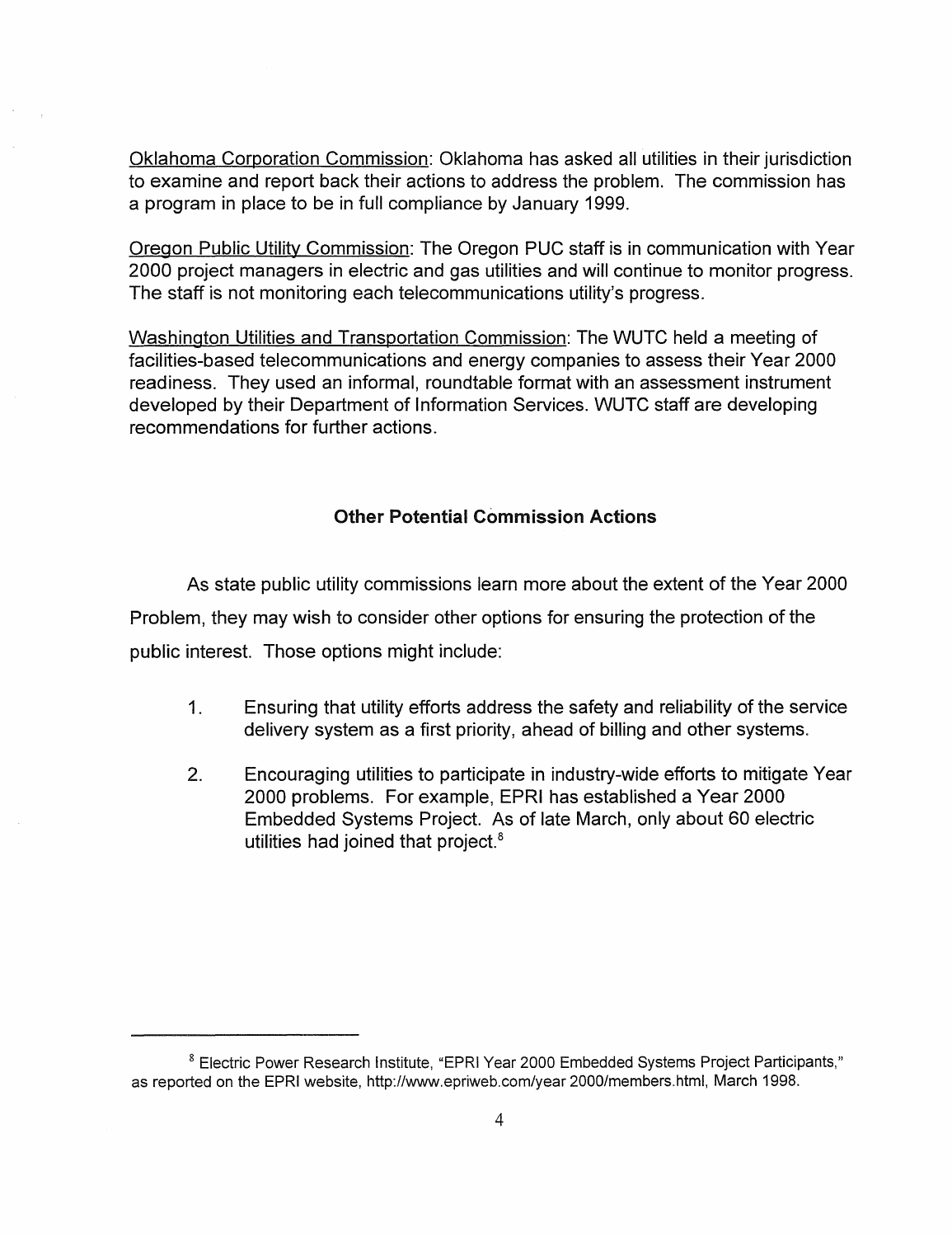Oklahoma Corporation Commission: Oklahoma has asked all utilities in their jurisdiction to examine and report back their actions to address the problem. The commission has a program in place to be in full compliance by January 1999.

Oregon Public Utility Commission: The Oregon PUC staff is in communication with Year 2000 project managers in electric and gas utilities and will continue to monitor progress. The staff is not monitoring each telecommunications utility's progress.

Washington Utilities and Transportation Commission: The WUTC held a meeting of facilities-based telecommunications and energy companies to assess their Year 2000 readiness. They used an informal, roundtable format with an assessment instrument developed by their Department of Information Services. WUTC staff are developing recommendations for further actions.

## Other Potential Commission Actions

As state public utility commissions learn more about the extent of the Year 2000 Problem, they may wish to consider other options for ensuring the protection of the public interest. Those options might include:

1. Ensuring that utility efforts address the safety and reliability of the service delivery system as a first priority, ahead of billing and other systems.

2. Encouraging utilities to participate in industry-wide efforts to mitigate Year 2000 problems. For example, EPRI has established a Year 2000 Embedded Systems Project. As of late March, only about 60 electric utilities had joined that project.[8]

---

[8] Electric Power Research Institute, "EPRI Year 2000 Embedded Systems Project Participants," as reported on the EPRI website, http://www.epriweb.com/year 2000/members.html, March 1998.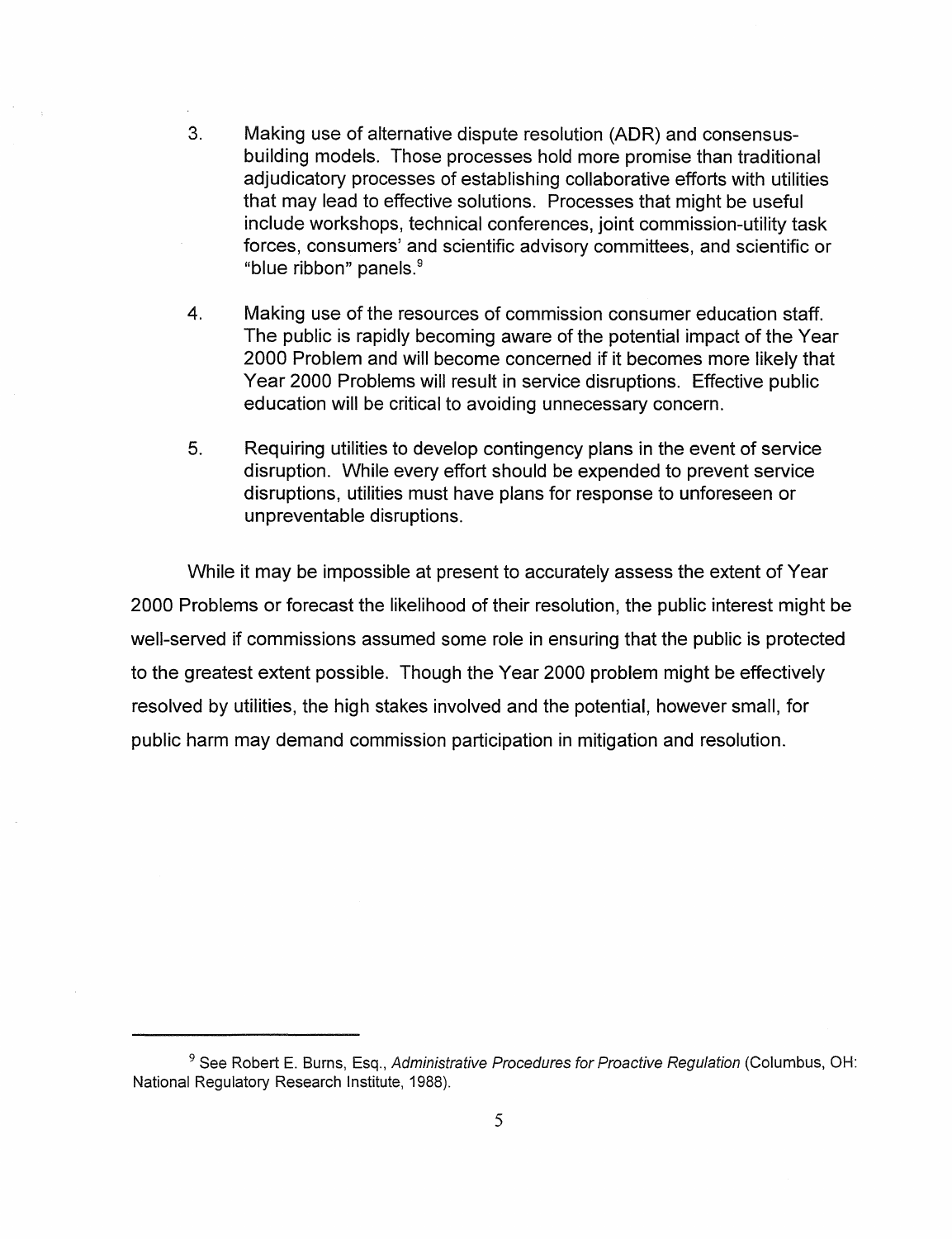3. Making use of alternative dispute resolution (ADR) and consensus-building models. Those processes hold more promise than traditional adjudicatory processes of establishing collaborative efforts with utilities that may lead to effective solutions. Processes that might be useful include workshops, technical conferences, joint commission-utility task forces, consumers' and scientific advisory committees, and scientific or "blue ribbon" panels.[9]

4. Making use of the resources of commission consumer education staff. The public is rapidly becoming aware of the potential impact of the Year 2000 Problem and will become concerned if it becomes more likely that Year 2000 Problems will result in service disruptions. Effective public education will be critical to avoiding unnecessary concern.

5. Requiring utilities to develop contingency plans in the event of service disruption. While every effort should be expended to prevent service disruptions, utilities must have plans for response to unforeseen or unpreventable disruptions.

While it may be impossible at present to accurately assess the extent of Year 2000 Problems or forecast the likelihood of their resolution, the public interest might be well-served if commissions assumed some role in ensuring that the public is protected to the greatest extent possible. Though the Year 2000 problem might be effectively resolved by utilities, the high stakes involved and the potential, however small, for public harm may demand commission participation in mitigation and resolution.

---

[9] See Robert E. Burns, Esq., *Administrative Procedures for Proactive Regulation* (Columbus, OH: National Regulatory Research Institute, 1988).